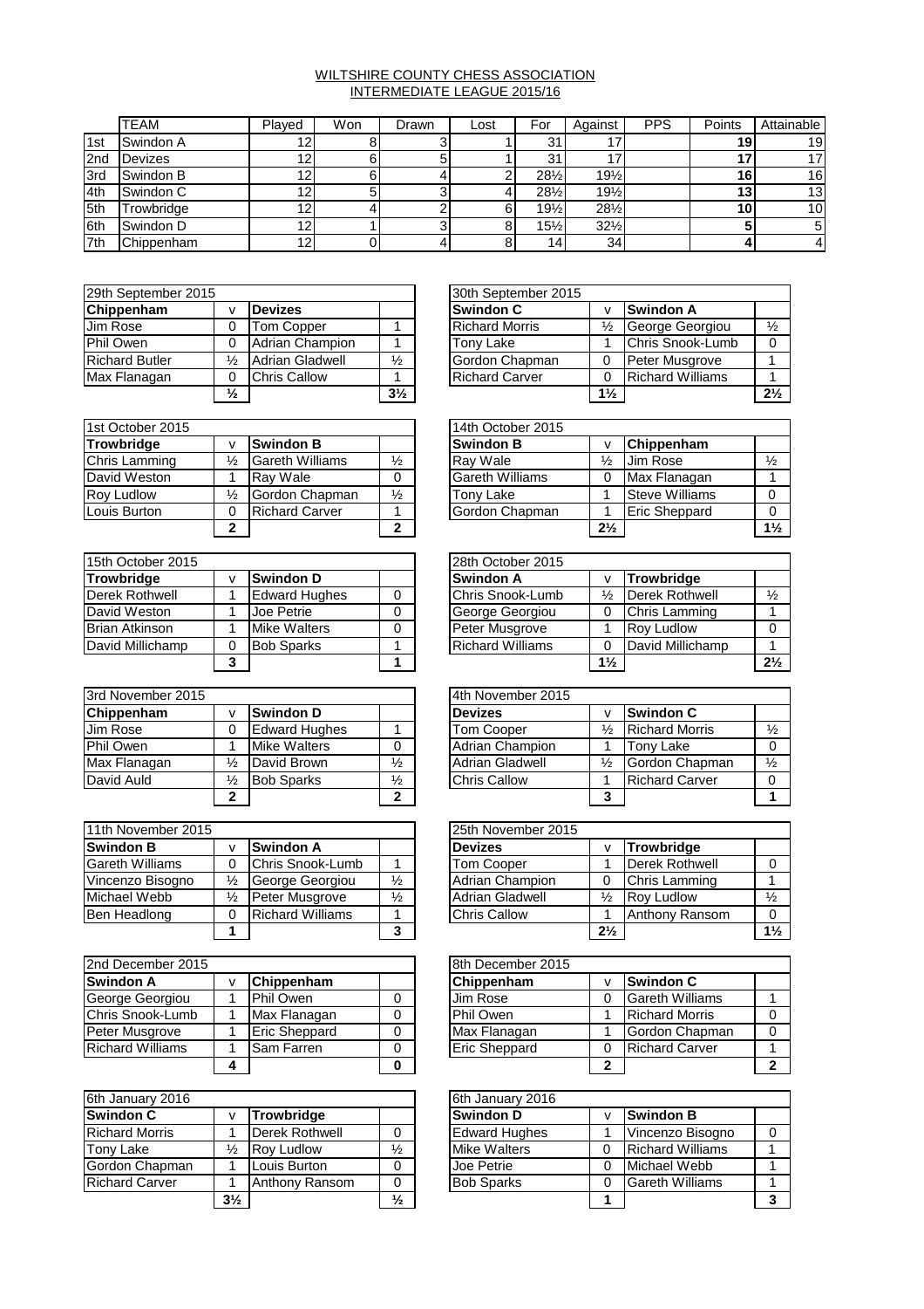# WILTSHIRE COUNTY CHESS ASSOCIATION
## INTERMEDIATE LEAGUE 2015/16

| | TEAM | Played | Won | Drawn | Lost | For | Against | PPS | Points | Attainable |
|---|---|---|---|---|---|---|---|---|---|---|
| 1st | Swindon A | 12 | 8 | 3 | 1 | 31 | 17 | | 19 | 19 |
| 2nd | Devizes | 12 | 6 | 5 | 1 | 31 | 17 | | 17 | 17 |
| 3rd | Swindon B | 12 | 6 | 4 | 2 | 28½ | 19½ | | 16 | 16 |
| 4th | Swindon C | 12 | 5 | 3 | 4 | 28½ | 19½ | | 13 | 13 |
| 5th | Trowbridge | 12 | 4 | 2 | 6 | 19½ | 28½ | | 10 | 10 |
| 6th | Swindon D | 12 | 1 | 3 | 8 | 15½ | 32½ | | 5 | 5 |
| 7th | Chippenham | 12 | 0 | 4 | 8 | 14 | 34 | | 4 | 4 |

| 29th September 2015 | | | |
|---|---|---|---|
| **Chippenham** | v | **Devizes** | |
| Jim Rose | 0 | Tom Copper | 1 |
| Phil Owen | 0 | Adrian Champion | 1 |
| Richard Butler | ½ | Adrian Gladwell | ½ |
| Max Flanagan | 0 | Chris Callow | 1 |
| | **½** | | **3½** |

| 30th September 2015 | | | |
|---|---|---|---|
| **Swindon C** | v | **Swindon A** | |
| Richard Morris | ½ | George Georgiou | ½ |
| Tony Lake | 1 | Chris Snook-Lumb | 0 |
| Gordon Chapman | 0 | Peter Musgrove | 1 |
| Richard Carver | 0 | Richard Williams | 1 |
| | **1½** | | **2½** |

| 1st October 2015 | | | |
|---|---|---|---|
| **Trowbridge** | v | **Swindon B** | |
| Chris Lamming | ½ | Gareth Williams | ½ |
| David Weston | 1 | Ray Wale | 0 |
| Roy Ludlow | ½ | Gordon Chapman | ½ |
| Louis Burton | 0 | Richard Carver | 1 |
| | **2** | | **2** |

| 14th October 2015 | | | |
|---|---|---|---|
| **Swindon B** | v | **Chippenham** | |
| Ray Wale | ½ | Jim Rose | ½ |
| Gareth Williams | 0 | Max Flanagan | 1 |
| Tony Lake | 1 | Steve Williams | 0 |
| Gordon Chapman | 1 | Eric Sheppard | 0 |
| | **2½** | | **1½** |

| 15th October 2015 | | | |
|---|---|---|---|
| **Trowbridge** | v | **Swindon D** | |
| Derek Rothwell | 1 | Edward Hughes | 0 |
| David Weston | 1 | Joe Petrie | 0 |
| Brian Atkinson | 1 | Mike Walters | 0 |
| David Millichamp | 0 | Bob Sparks | 1 |
| | **3** | | **1** |

| 28th October 2015 | | | |
|---|---|---|---|
| **Swindon A** | v | **Trowbridge** | |
| Chris Snook-Lumb | ½ | Derek Rothwell | ½ |
| George Georgiou | 0 | Chris Lamming | 1 |
| Peter Musgrove | 1 | Roy Ludlow | 0 |
| Richard Williams | 0 | David Millichamp | 1 |
| | **1½** | | **2½** |

| 3rd November 2015 | | | |
|---|---|---|---|
| **Chippenham** | v | **Swindon D** | |
| Jim Rose | 0 | Edward Hughes | 1 |
| Phil Owen | 1 | Mike Walters | 0 |
| Max Flanagan | ½ | David Brown | ½ |
| David Auld | ½ | Bob Sparks | ½ |
| | **2** | | **2** |

| 4th November 2015 | | | |
|---|---|---|---|
| **Devizes** | v | **Swindon C** | |
| Tom Cooper | ½ | Richard Morris | ½ |
| Adrian Champion | 1 | Tony Lake | 0 |
| Adrian Gladwell | ½ | Gordon Chapman | ½ |
| Chris Callow | 1 | Richard Carver | 0 |
| | **3** | | **1** |

| 11th November 2015 | | | |
|---|---|---|---|
| **Swindon B** | v | **Swindon A** | |
| Gareth Williams | 0 | Chris Snook-Lumb | 1 |
| Vincenzo Bisogno | ½ | George Georgiou | ½ |
| Michael Webb | ½ | Peter Musgrove | ½ |
| Ben Headlong | 0 | Richard Williams | 1 |
| | **1** | | **3** |

| 25th November 2015 | | | |
|---|---|---|---|
| **Devizes** | v | **Trowbridge** | |
| Tom Cooper | 1 | Derek Rothwell | 0 |
| Adrian Champion | 0 | Chris Lamming | 1 |
| Adrian Gladwell | ½ | Roy Ludlow | ½ |
| Chris Callow | 1 | Anthony Ransom | 0 |
| | **2½** | | **1½** |

| 2nd December 2015 | | | |
|---|---|---|---|
| **Swindon A** | v | **Chippenham** | |
| George Georgiou | 1 | Phil Owen | 0 |
| Chris Snook-Lumb | 1 | Max Flanagan | 0 |
| Peter Musgrove | 1 | Eric Sheppard | 0 |
| Richard Williams | 1 | Sam Farren | 0 |
| | **4** | | **0** |

| 8th December 2015 | | | |
|---|---|---|---|
| **Chippenham** | v | **Swindon C** | |
| Jim Rose | 0 | Gareth Williams | 1 |
| Phil Owen | 1 | Richard Morris | 0 |
| Max Flanagan | 1 | Gordon Chapman | 0 |
| Eric Sheppard | 0 | Richard Carver | 1 |
| | **2** | | **2** |

| 6th January 2016 | | | |
|---|---|---|---|
| **Swindon C** | v | **Trowbridge** | |
| Richard Morris | 1 | Derek Rothwell | 0 |
| Tony Lake | ½ | Roy Ludlow | ½ |
| Gordon Chapman | 1 | Louis Burton | 0 |
| Richard Carver | 1 | Anthony Ransom | 0 |
| | **3½** | | **½** |

| 6th January 2016 | | | |
|---|---|---|---|
| **Swindon D** | v | **Swindon B** | |
| Edward Hughes | 1 | Vincenzo Bisogno | 0 |
| Mike Walters | 0 | Richard Williams | 1 |
| Joe Petrie | 0 | Michael Webb | 1 |
| Bob Sparks | 0 | Gareth Williams | 1 |
| | **1** | | **3** |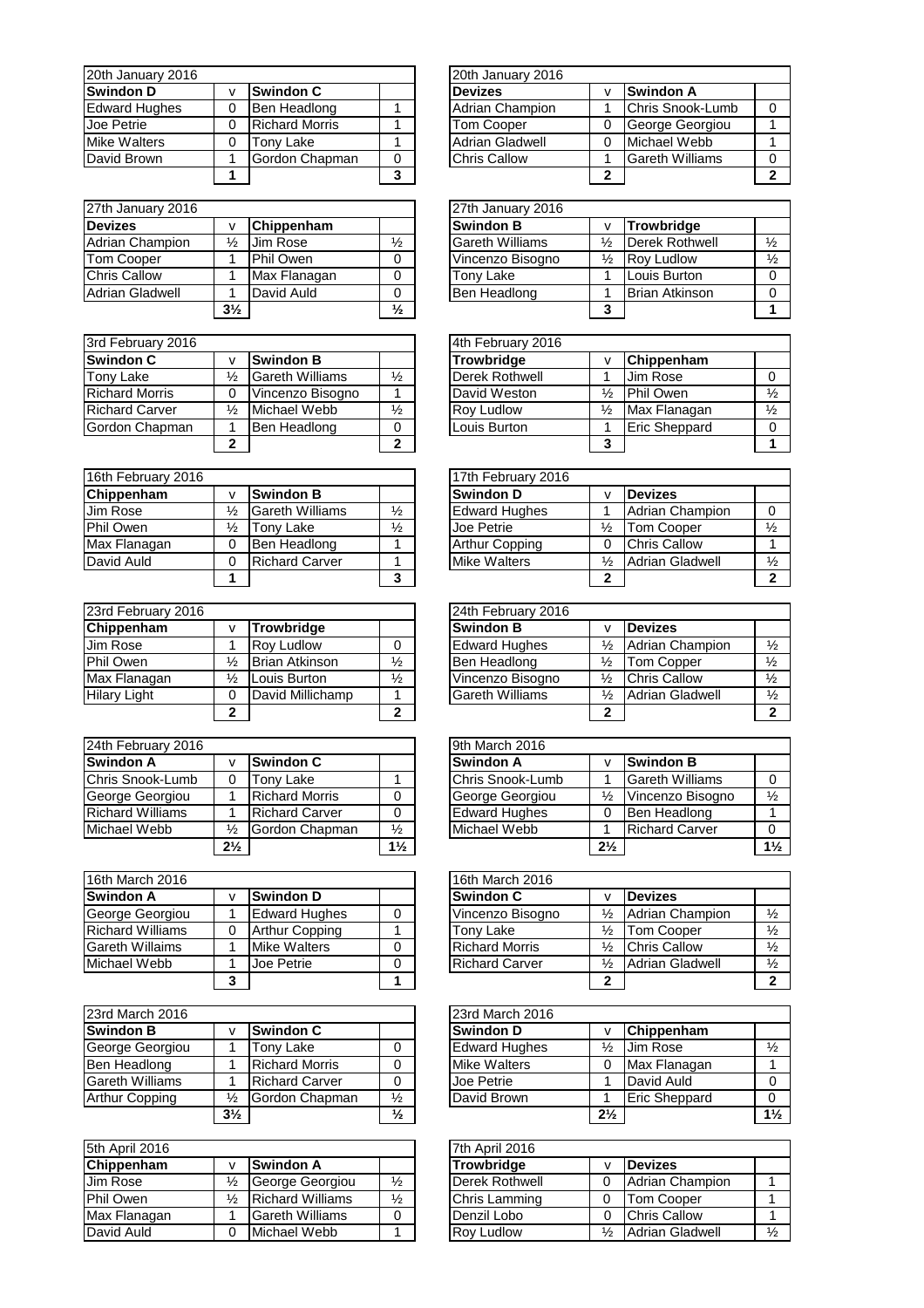| 20th January 2016 | | | |
|---|---|---|---|
| **Swindon D** | v | **Swindon C** | |
| Edward Hughes | 0 | Ben Headlong | 1 |
| Joe Petrie | 0 | Richard Morris | 1 |
| Mike Walters | 0 | Tony Lake | 1 |
| David Brown | 1 | Gordon Chapman | 0 |
| | **1** | | **3** |

| 20th January 2016 | | | |
|---|---|---|---|
| **Devizes** | v | **Swindon A** | |
| Adrian Champion | 1 | Chris Snook-Lumb | 0 |
| Tom Cooper | 0 | George Georgiou | 1 |
| Adrian Gladwell | 0 | Michael Webb | 1 |
| Chris Callow | 1 | Gareth Williams | 0 |
| | **2** | | **2** |

| 27th January 2016 | | | |
|---|---|---|---|
| **Devizes** | v | **Chippenham** | |
| Adrian Champion | ½ | Jim Rose | ½ |
| Tom Cooper | 1 | Phil Owen | 0 |
| Chris Callow | 1 | Max Flanagan | 0 |
| Adrian Gladwell | 1 | David Auld | 0 |
| | **3½** | | **½** |

| 27th January 2016 | | | |
|---|---|---|---|
| **Swindon B** | v | **Trowbridge** | |
| Gareth Williams | ½ | Derek Rothwell | ½ |
| Vincenzo Bisogno | ½ | Roy Ludlow | ½ |
| Tony Lake | 1 | Louis Burton | 0 |
| Ben Headlong | 1 | Brian Atkinson | 0 |
| | **3** | | **1** |

| 3rd February 2016 | | | |
|---|---|---|---|
| **Swindon C** | v | **Swindon B** | |
| Tony Lake | ½ | Gareth Williams | ½ |
| Richard Morris | 0 | Vincenzo Bisogno | 1 |
| Richard Carver | ½ | Michael Webb | ½ |
| Gordon Chapman | 1 | Ben Headlong | 0 |
| | **2** | | **2** |

| 4th February 2016 | | | |
|---|---|---|---|
| **Trowbridge** | v | **Chippenham** | |
| Derek Rothwell | 1 | Jim Rose | 0 |
| David Weston | ½ | Phil Owen | ½ |
| Roy Ludlow | ½ | Max Flanagan | ½ |
| Louis Burton | 1 | Eric Sheppard | 0 |
| | **3** | | **1** |

| 16th February 2016 | | | |
|---|---|---|---|
| **Chippenham** | v | **Swindon B** | |
| Jim Rose | ½ | Gareth Williams | ½ |
| Phil Owen | ½ | Tony Lake | ½ |
| Max Flanagan | 0 | Ben Headlong | 1 |
| David Auld | 0 | Richard Carver | 1 |
| | **1** | | **3** |

| 17th February 2016 | | | |
|---|---|---|---|
| **Swindon D** | v | **Devizes** | |
| Edward Hughes | 1 | Adrian Champion | 0 |
| Joe Petrie | ½ | Tom Cooper | ½ |
| Arthur Copping | 0 | Chris Callow | 1 |
| Mike Walters | ½ | Adrian Gladwell | ½ |
| | **2** | | **2** |

| 23rd February 2016 | | | |
|---|---|---|---|
| **Chippenham** | v | **Trowbridge** | |
| Jim Rose | 1 | Roy Ludlow | 0 |
| Phil Owen | ½ | Brian Atkinson | ½ |
| Max Flanagan | ½ | Louis Burton | ½ |
| Hilary Light | 0 | David Millichamp | 1 |
| | **2** | | **2** |

| 24th February 2016 | | | |
|---|---|---|---|
| **Swindon B** | v | **Devizes** | |
| Edward Hughes | ½ | Adrian Champion | ½ |
| Ben Headlong | ½ | Tom Copper | ½ |
| Vincenzo Bisogno | ½ | Chris Callow | ½ |
| Gareth Williams | ½ | Adrian Gladwell | ½ |
| | **2** | | **2** |

| 24th February 2016 | | | |
|---|---|---|---|
| **Swindon A** | v | **Swindon C** | |
| Chris Snook-Lumb | 0 | Tony Lake | 1 |
| George Georgiou | 1 | Richard Morris | 0 |
| Richard Williams | 1 | Richard Carver | 0 |
| Michael Webb | ½ | Gordon Chapman | ½ |
| | **2½** | | **1½** |

| 9th March 2016 | | | |
|---|---|---|---|
| **Swindon A** | v | **Swindon B** | |
| Chris Snook-Lumb | 1 | Gareth Williams | 0 |
| George Georgiou | ½ | Vincenzo Bisogno | ½ |
| Edward Hughes | 0 | Ben Headlong | 1 |
| Michael Webb | 1 | Richard Carver | 0 |
| | **2½** | | **1½** |

| 16th March 2016 | | | |
|---|---|---|---|
| **Swindon A** | v | **Swindon D** | |
| George Georgiou | 1 | Edward Hughes | 0 |
| Richard Williams | 0 | Arthur Copping | 1 |
| Gareth Willaims | 1 | Mike Walters | 0 |
| Michael Webb | 1 | Joe Petrie | 0 |
| | **3** | | **1** |

| 16th March 2016 | | | |
|---|---|---|---|
| **Swindon C** | v | **Devizes** | |
| Vincenzo Bisogno | ½ | Adrian Champion | ½ |
| Tony Lake | ½ | Tom Cooper | ½ |
| Richard Morris | ½ | Chris Callow | ½ |
| Richard Carver | ½ | Adrian Gladwell | ½ |
| | **2** | | **2** |

| 23rd March 2016 | | | |
|---|---|---|---|
| **Swindon B** | v | **Swindon C** | |
| George Georgiou | 1 | Tony Lake | 0 |
| Ben Headlong | 1 | Richard Morris | 0 |
| Gareth Williams | 1 | Richard Carver | 0 |
| Arthur Copping | ½ | Gordon Chapman | ½ |
| | **3½** | | **½** |

| 23rd March 2016 | | | |
|---|---|---|---|
| **Swindon D** | v | **Chippenham** | |
| Edward Hughes | ½ | Jim Rose | ½ |
| Mike Walters | 0 | Max Flanagan | 1 |
| Joe Petrie | 1 | David Auld | 0 |
| David Brown | 1 | Eric Sheppard | 0 |
| | **2½** | | **1½** |

| 5th April 2016 | | | |
|---|---|---|---|
| **Chippenham** | v | **Swindon A** | |
| Jim Rose | ½ | George Georgiou | ½ |
| Phil Owen | ½ | Richard Williams | ½ |
| Max Flanagan | 1 | Gareth Williams | 0 |
| David Auld | 0 | Michael Webb | 1 |

| 7th April 2016 | | | |
|---|---|---|---|
| **Trowbridge** | v | **Devizes** | |
| Derek Rothwell | 0 | Adrian Champion | 1 |
| Chris Lamming | 0 | Tom Cooper | 1 |
| Denzil Lobo | 0 | Chris Callow | 1 |
| Roy Ludlow | ½ | Adrian Gladwell | ½ |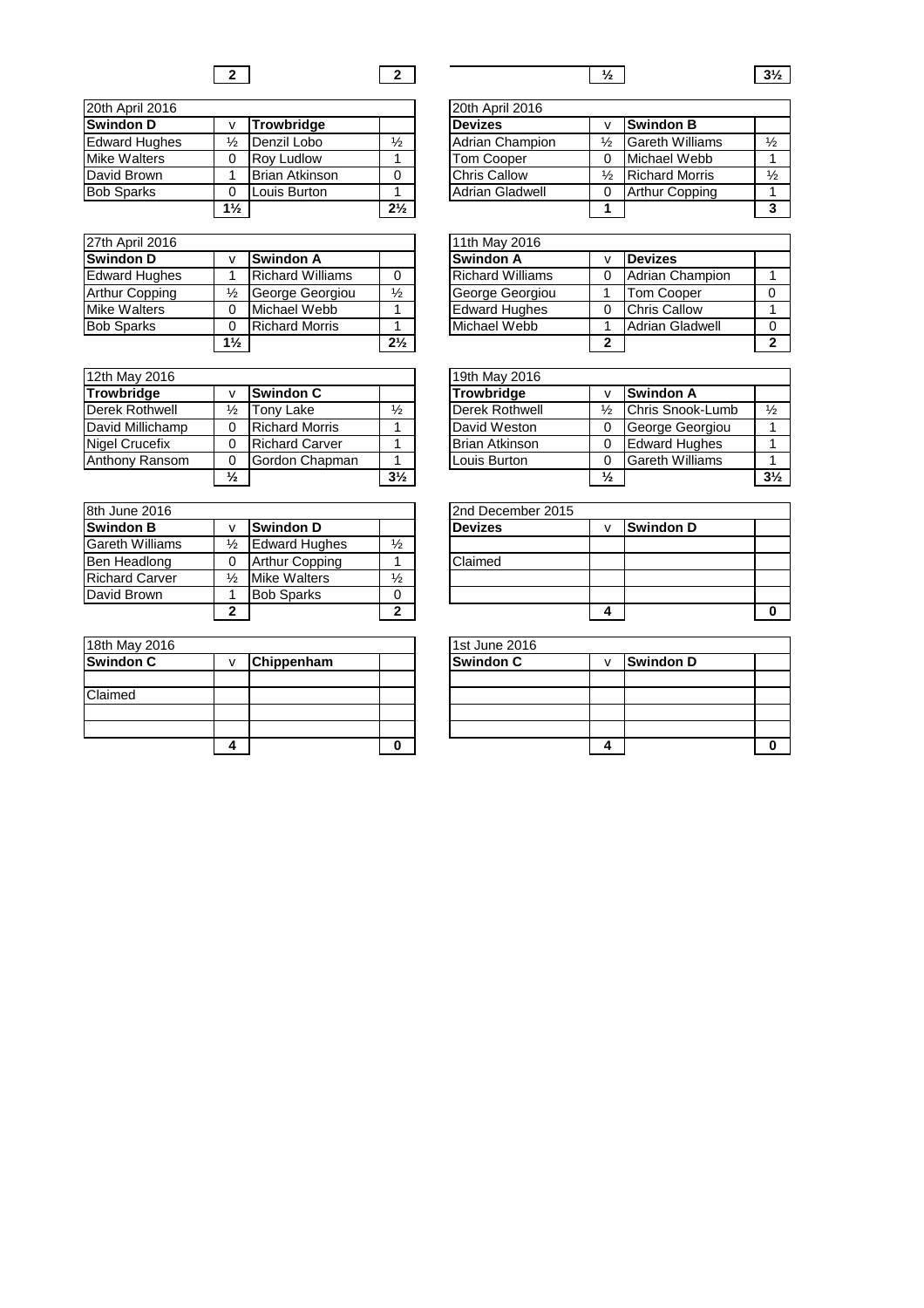| 2 | | | 2 |
|---|---|---|---|

| 20th April 2016 | | | |
|---|---|---|---|
| **Swindon D** | v | **Trowbridge** | |
| Edward Hughes | ½ | Denzil Lobo | ½ |
| Mike Walters | 0 | Roy Ludlow | 1 |
| David Brown | 1 | Brian Atkinson | 0 |
| Bob Sparks | 0 | Louis Burton | 1 |
| | **1½** | | **2½** |

| | ½ | | 3½ |
|---|---|---|---|

| 20th April 2016 | | | |
|---|---|---|---|
| **Devizes** | v | **Swindon B** | |
| Adrian Champion | ½ | Gareth Williams | ½ |
| Tom Cooper | 0 | Michael Webb | 1 |
| Chris Callow | ½ | Richard Morris | ½ |
| Adrian Gladwell | 0 | Arthur Copping | 1 |
| | **1** | | **3** |

| 27th April 2016 | | | |
|---|---|---|---|
| **Swindon D** | v | **Swindon A** | |
| Edward Hughes | 1 | Richard Williams | 0 |
| Arthur Copping | ½ | George Georgiou | ½ |
| Mike Walters | 0 | Michael Webb | 1 |
| Bob Sparks | 0 | Richard Morris | 1 |
| | **1½** | | **2½** |

| 11th May 2016 | | | |
|---|---|---|---|
| **Swindon A** | v | **Devizes** | |
| Richard Williams | 0 | Adrian Champion | 1 |
| George Georgiou | 1 | Tom Cooper | 0 |
| Edward Hughes | 0 | Chris Callow | 1 |
| Michael Webb | 1 | Adrian Gladwell | 0 |
| | **2** | | **2** |

| 12th May 2016 | | | |
|---|---|---|---|
| **Trowbridge** | v | **Swindon C** | |
| Derek Rothwell | ½ | Tony Lake | ½ |
| David Millichamp | 0 | Richard Morris | 1 |
| Nigel Crucefix | 0 | Richard Carver | 1 |
| Anthony Ransom | 0 | Gordon Chapman | 1 |
| | **½** | | **3½** |

| 19th May 2016 | | | |
|---|---|---|---|
| **Trowbridge** | v | **Swindon A** | |
| Derek Rothwell | ½ | Chris Snook-Lumb | ½ |
| David Weston | 0 | George Georgiou | 1 |
| Brian Atkinson | 0 | Edward Hughes | 1 |
| Louis Burton | 0 | Gareth Williams | 1 |
| | **½** | | **3½** |

| 8th June 2016 | | | |
|---|---|---|---|
| **Swindon B** | v | **Swindon D** | |
| Gareth Williams | ½ | Edward Hughes | ½ |
| Ben Headlong | 0 | Arthur Copping | 1 |
| Richard Carver | ½ | Mike Walters | ½ |
| David Brown | 1 | Bob Sparks | 0 |
| | **2** | | **2** |

| 2nd December 2015 | | | |
|---|---|---|---|
| **Devizes** | v | **Swindon D** | |
| | | | |
| Claimed | | | |
| | | | |
| | | | |
| | **4** | | **0** |

| 18th May 2016 | | | |
|---|---|---|---|
| **Swindon C** | v | **Chippenham** | |
| | | | |
| Claimed | | | |
| | | | |
| | | | |
| | **4** | | **0** |

| 1st June 2016 | | | |
|---|---|---|---|
| **Swindon C** | v | **Swindon D** | |
| | | | |
| | | | |
| | | | |
| | | | |
| | **4** | | **0** |